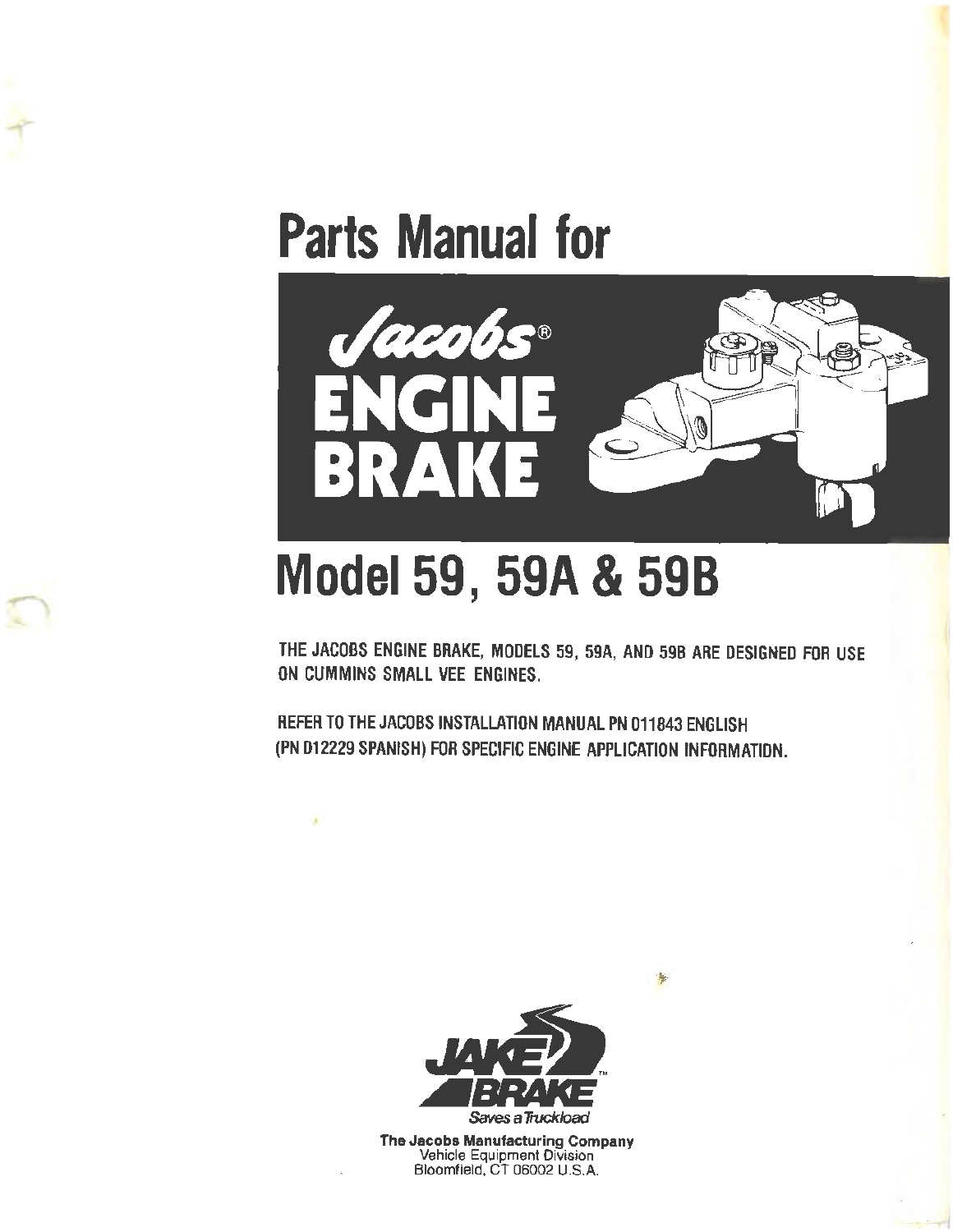# Parts Manual for

## Jacobs® ENGINE BRAKE

# Model 59, 59A & 59B

THE JACOBS ENGINE BRAKE, MODELS 59, 59A, AND 59B ARE DESIGNED FOR USE ON CUMMINS SMALL VEE ENGINES.

REFER TO THE JACOBS INSTALLATION MANUAL PN 011843 ENGLISH (PN 012229 SPANISH) FOR SPECIFIC ENGINE APPLICATION INFORMATION.

JAKE BRAKE™
Saves a Truckload

**The Jacobs Manufacturing Company**
Vehicle Equipment Division
Bloomfield, CT 06002 U.S.A.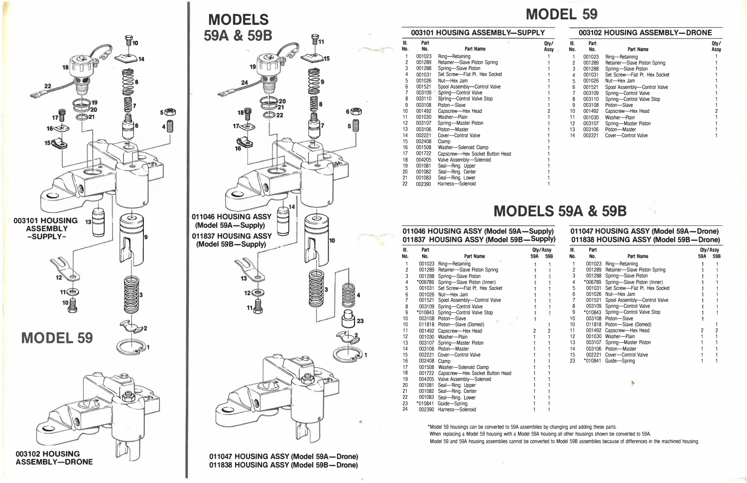# MODEL 59

003101 HOUSING ASSEMBLY -SUPPLY-

003102 HOUSING ASSEMBLY—DRONE

# MODELS 59A & 59B

011046 HOUSING ASSY (Model 59A—Supply)
011837 HOUSING ASSY (Model 59B—Supply)

011047 HOUSING ASSY (Model 59A—Drone)
011838 HOUSING ASSY (Model 59B—Drone)

# MODEL 59

## 003101 HOUSING ASSEMBLY—SUPPLY

| Ill. No. | Part No. | Part Name | Qty/ Assy |
|---|---|---|---|
| 1 | 001023 | Ring—Retaining | 1 |
| 2 | 001289 | Retainer—Slave Piston Spring | 1 |
| 3 | 001288 | Spring—Slave Piston | 1 |
| 4 | 001031 | Set Screw—Flat Pt. Hex Socket | 1 |
| 5 | 001026 | Nut—Hex Jam | 1 |
| 6 | 001521 | Spool Assembly—Control Valve | 1 |
| 7 | 003109 | Spring—Control Valve | 1 |
| 8 | 003110 | Spring—Control Valve Stop | 1 |
| 9 | 003108 | Piston—Slave | 1 |
| 10 | 001492 | Capscrew—Hex Head | 2 |
| 11 | 001030 | Washer—Plain | 1 |
| 12 | 003107 | Spring—Master Piston | 1 |
| 13 | 003106 | Piston—Master | 1 |
| 14 | 002221 | Cover—Control Valve | 1 |
| 15 | 002408 | Clamp | 1 |
| 16 | 001508 | Washer—Solenoid Clamp | 1 |
| 17 | 001722 | Capscrew—Hex Socket Button Head | 1 |
| 18 | 004205 | Valve Assembly—Solenoid | 1 |
| 19 | 001081 | Seal—Ring, Upper | 1 |
| 20 | 001082 | Seal—Ring, Center | 1 |
| 21 | 001083 | Seal—Ring, Lower | 1 |
| 22 | 002390 | Harness—Solenoid | 1 |

## 003102 HOUSING ASSEMBLY—DRONE

| Ill. No. | Part No. | Part Name | Qty/ Assy |
|---|---|---|---|
| 1 | 001023 | Ring—Retaining | 1 |
| 2 | 001289 | Retainer—Slave Piston Spring | 1 |
| 3 | 001288 | Spring—Slave Piston | 1 |
| 4 | 001031 | Set Screw—Flat Pt. Hex Socket | 1 |
| 5 | 001026 | Nut—Hex Jam | 1 |
| 6 | 001521 | Spool Assembly—Control Valve | 1 |
| 7 | 003109 | Spring—Control Valve | 1 |
| 8 | 003110 | Spring—Control Valve Stop | 1 |
| 9 | 003108 | Piston—Slave | 1 |
| 10 | 001492 | Capscrew—Hex Head | 2 |
| 11 | 001030 | Washer—Plain | 1 |
| 12 | 003107 | Spring—Master Piston | 1 |
| 13 | 003106 | Piston—Master | 1 |
| 14 | 002221 | Cover—Control Valve | 1 |

# MODELS 59A & 59B

## 011046 HOUSING ASSY (Model 59A—Supply) 011837 HOUSING ASSY (Model 59B—Supply)

| Ill. No. | Part No. | Part Name | Qty/Assy 59A | 59B |
|---|---|---|---|---|
| 1 | 001023 | Ring—Retaining | 1 | 1 |
| 2 | 001289 | Retainer—Slave Piston Spring | 1 | 1 |
| 3 | 001288 | Spring—Slave Piston | 1 | 1 |
| 4 | *006789 | Spring—Slave Piston (Inner) | 1 | 1 |
| 5 | 001031 | Set Screw—Flat Pt. Hex Socket | 1 | 1 |
| 6 | 001026 | Nut—Hex Jam | 1 | 1 |
| 7 | 001521 | Spool Assembly—Control Valve | 1 | 1 |
| 8 | 003109 | Spring—Control Valve | 1 | 1 |
| 9 | *010843 | Spring—Control Valve Stop | 1 | 1 |
| 10 | 003108 | Piston—Slave | 1 | |
| 10 | 011818 | Piston—Slave (Domed) | | 1 |
| 11 | 001492 | Capscrew—Hex Head | 2 | 2 |
| 12 | 001030 | Washer—Plain | 1 | 1 |
| 13 | 003107 | Spring—Master Piston | 1 | 1 |
| 14 | 003106 | Piston—Master | 1 | 1 |
| 15 | 002221 | Cover—Control Valve | 1 | 1 |
| 16 | 002408 | Clamp | 1 | 1 |
| 17 | 001508 | Washer—Solenoid Clamp | 1 | 1 |
| 18 | 001722 | Capscrew—Hex Socket Button Head | 1 | 1 |
| 19 | 004205 | Valve Assembly—Solenoid | 1 | 1 |
| 20 | 001081 | Seal—Ring, Upper | 1 | 1 |
| 21 | 001082 | Seal—Ring, Center | 1 | 1 |
| 22 | 001083 | Seal—Ring, Lower | 1 | 1 |
| 23 | *010841 | Guide—Spring | 1 | 1 |
| 24 | 002390 | Harness—Solenoid | 1 | 1 |

## 011047 HOUSING ASSY (Model 59A—Drone) 011838 HOUSING ASSY (Model 59B—Drone)

| Ill. No. | Part No. | Part Name | Qty/Assy 59A | 59B |
|---|---|---|---|---|
| 1 | 001023 | Ring—Retaining | 1 | 1 |
| 2 | 001289 | Retainer—Slave Piston Spring | 1 | 1 |
| 3 | 001288 | Spring—Slave Piston | 1 | 1 |
| 4 | *006789 | Spring—Slave Piston (Inner) | 1 | 1 |
| 5 | 001031 | Set Screw—Flat Pt. Hex Socket | 1 | 1 |
| 6 | 001026 | Nut—Hex Jam | 1 | 1 |
| 7 | 001521 | Spool Assembly—Control Valve | 1 | 1 |
| 8 | 003109 | Spring—Control Valve | 1 | 1 |
| 9 | *010843 | Spring—Control Valve Stop | 1 | 1 |
| 10 | 003108 | Piston—Slave | 1 | |
| 10 | 011818 | Piston—Slave (Domed) | | 1 |
| 11 | 001492 | Capscrew—Hex Head | 2 | 2 |
| 12 | 001030 | Washer—Plain | 1 | 1 |
| 13 | 003107 | Spring—Master Piston | 1 | 1 |
| 14 | 003106 | Piston—Master | 1 | 1 |
| 15 | 002221 | Cover—Control Valve | 1 | 1 |
| 23 | *010841 | Guide—Spring | 1 | 1 |

*Model 59 housings can be converted to 59A assemblies by changing and adding these parts.

When replacing a Model 59 housing with a Model 59A housing all other housings shown be converted to 59A.

Model 59 and 59A housing assemblies cannot be converted to Model 59B assemblies because of differences in the machined housing.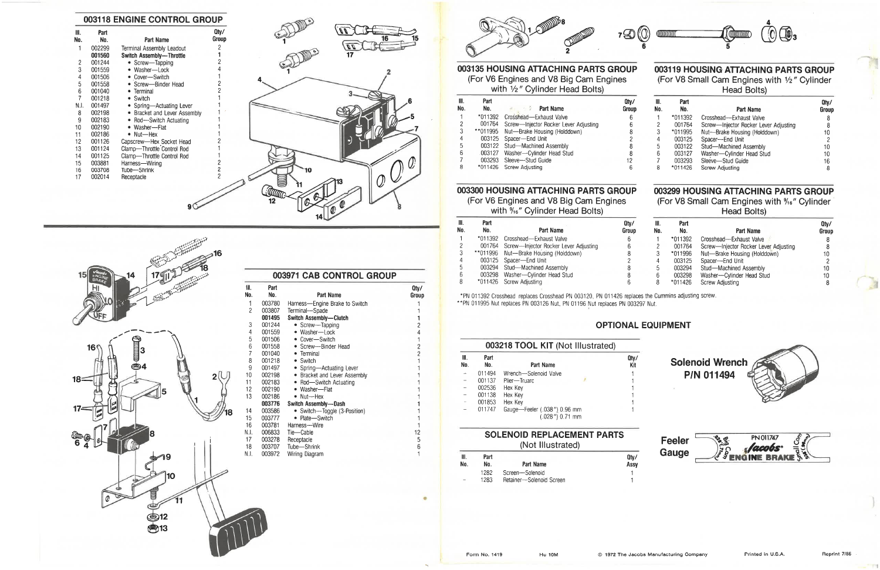## 003118 ENGINE CONTROL GROUP

| Ill. No. | Part No. | Part Name | Qty/ Group |
|---|---|---|---|
| 1 | 002299 | Terminal Assembly Leadout | 2 |
| | **001560** | **Switch Assembly—Throttle** | **1** |
| 2 | 001244 | • Screw—Tapping | 2 |
| 3 | 001559 | • Washer—Lock | 4 |
| 4 | 001506 | • Cover—Switch | 1 |
| 5 | 001558 | • Screw—Binder Head | 2 |
| 6 | 001040 | • Terminal | 2 |
| 7 | 001218 | • Switch | 1 |
| N.I. | 001497 | • Spring—Actuating Lever | 1 |
| 8 | 002198 | • Bracket and Lever Assembly | 1 |
| 9 | 002183 | • Rod—Switch Actuating | 1 |
| 10 | 002190 | • Washer—Flat | 1 |
| 11 | 002186 | • Nut—Hex | 1 |
| 12 | 001126 | Capscrew—Hex Socket Head | 2 |
| 13 | 001124 | Clamp—Throttle Control Rod | 1 |
| 14 | 001125 | Clamp—Throttle Control Rod | 1 |
| 15 | 003881 | Harness—Wiring | 2 |
| 16 | 003708 | Tube—Shrink | 2 |
| 17 | 002014 | Receptacle | 2 |

## 003971 CAB CONTROL GROUP

| Ill. No. | Part No. | Part Name | Qty/ Group |
|---|---|---|---|
| 1 | 003780 | Harness—Engine Brake to Switch | 1 |
| 2 | 003807 | Terminal—Spade | 1 |
| | **001495** | **Switch Assembly—Clutch** | **1** |
| 3 | 001244 | • Screw—Tapping | 2 |
| 4 | 001559 | • Washer—Lock | 4 |
| 5 | 001506 | • Cover—Switch | 1 |
| 6 | 001558 | • Screw—Binder Head | 2 |
| 7 | 001040 | • Terminal | 2 |
| 8 | 001218 | • Switch | 1 |
| 9 | 001497 | • Spring—Actuating Lever | 1 |
| 10 | 002198 | • Bracket and Lever Assembly | 1 |
| 11 | 002183 | • Rod—Switch Actuating | 1 |
| 12 | 002190 | • Washer—Flat | 1 |
| 13 | 002186 | • Nut—Hex | 1 |
| | **003776** | **Switch Assembly—Dash** | **1** |
| 14 | 003586 | • Switch—Toggle (3-Position) | 1 |
| 15 | 003777 | • Plate—Switch | 1 |
| 16 | 003781 | Harness—Wire | 1 |
| N.I. | 006833 | Tie—Cable | 12 |
| 17 | 003278 | Receptacle | 5 |
| 18 | 003707 | Tube—Shrink | 6 |
| N.I. | 003972 | Wiring Diagram | 1 |

## 003135 HOUSING ATTACHING PARTS GROUP
### (For V6 Engines and V8 Big Cam Engines with 1/2″ Cylinder Head Bolts)

| Ill. No. | Part No. | Part Name | Qty/ Group |
|---|---|---|---|
| 1 | *011392 | Crosshead—Exhaust Valve | 6 |
| 2 | 001764 | Screw—Injector Rocker Lever Adjusting | 6 |
| 3 | **011995 | Nut—Brake Housing (Holddown) | 8 |
| 4 | 003125 | Spacer—End Unit | 2 |
| 5 | 003122 | Stud—Machined Assembly | 8 |
| 6 | 003127 | Washer—Cylinder Head Stud | 8 |
| 7 | 003293 | Sleeve—Stud Guide | 12 |
| 8 | *011426 | Screw Adjusting | 6 |

## 003119 HOUSING ATTACHING PARTS GROUP
### (For V8 Small Cam Engines with 1/2″ Cylinder Head Bolts)

| Ill. No. | Part No. | Part Name | Qty/ Group |
|---|---|---|---|
| 1 | *011392 | Crosshead—Exhaust Valve | 8 |
| 2 | 001764 | Screw—Injector Rocker Lever Adjusting | 8 |
| 3 | *011995 | Nut—Brake Housing (Holddown) | 10 |
| 4 | 003125 | Spacer—End Unit | 2 |
| 5 | 003122 | Stud—Machined Assembly | 10 |
| 6 | 003127 | Washer—Cylinder Head Stud | 10 |
| 7 | 003293 | Sleeve—Stud Guide | 16 |
| 8 | *011426 | Screw Adjusting | 8 |

## 003300 HOUSING ATTACHING PARTS GROUP
### (For V6 Engines and V8 Big Cam Engines with 9/16″ Cylinder Head Bolts)

| Ill. No. | Part No. | Part Name | Qty/ Group |
|---|---|---|---|
| 1 | *011392 | Crosshead—Exhaust Valve | 6 |
| 2 | 001764 | Screw—Injector Rocker Lever Adjusting | 6 |
| 3 | **011996 | Nut—Brake Housing (Holddown) | 8 |
| 4 | 003125 | Spacer—End Unit | 2 |
| 5 | 003294 | Stud—Machined Assembly | 8 |
| 6 | 003298 | Washer—Cylinder Head Stud | 8 |
| 8 | *011426 | Screw Adjusting | 6 |

## 003299 HOUSING ATTACHING PARTS GROUP
### (For V8 Small Cam Engines with 9/16″ Cylinder Head Bolts)

| Ill. No. | Part No. | Part Name | Qty/ Group |
|---|---|---|---|
| 1 | *011392 | Crosshead—Exhaust Valve | 8 |
| 2 | 001764 | Screw—Injector Rocker Lever Adjusting | 8 |
| 3 | *011996 | Nut—Brake Housing (Holddown) | 10 |
| 4 | 003125 | Spacer—End Unit | 2 |
| 5 | 003294 | Stud—Machined Assembly | 10 |
| 6 | 003298 | Washer—Cylinder Head Stud | 10 |
| 8 | *011426 | Screw Adjusting | 8 |

*PN 011392 Crosshead replaces Crosshead PN 003120. PN 011426 replaces the Cummins adjusting screw.
**PN 011995 Nut replaces PN 003126 Nut. PN 01196 Nut replaces PN 003297 Nut.

## OPTIONAL EQUIPMENT

### 003218 TOOL KIT (Not Illustrated)

| Ill. No. | Part No. | Part Name | Qty/ Kit |
|---|---|---|---|
| – | 011494 | Wrench—Solenoid Valve | 1 |
| – | 001137 | Plier—Truarc | 1 |
| – | 002536 | Hex Key | 1 |
| – | 001138 | Hex Key | 1 |
| – | 001853 | Hex Key | 1 |
| – | 011747 | Gauge—Feeler (.038″) 0.96 mm (.028″) 0.71 mm | 1 |

### SOLENOID REPLACEMENT PARTS (Not Illustrated)

| Ill. No. | Part No. | Part Name | Qty/ Assy |
|---|---|---|---|
| | 1282 | Screen—Solenoid | 1 |
| – | 1283 | Retainer—Solenoid Screen | 1 |

**Solenoid Wrench P/N 011494**

**Feeler Gauge** PN 011747

Form No. 1419 Hu 10M © 1972 The Jacobs Manufacturing Company Printed in U.S.A. Reprint 7/86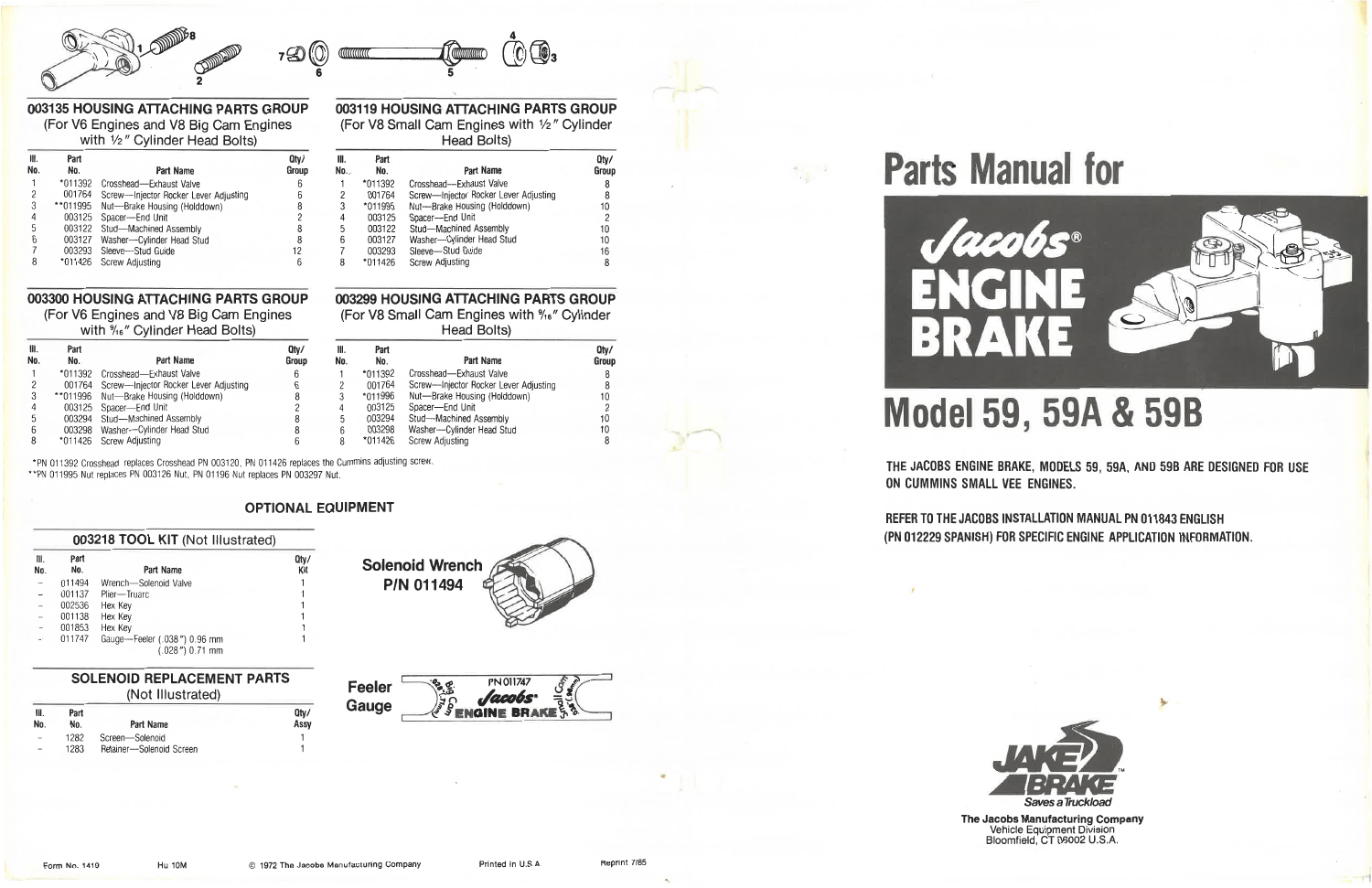## 003135 HOUSING ATTACHING PARTS GROUP

(For V6 Engines and V8 Big Cam Engines with ½" Cylinder Head Bolts)

| Ill. No. | Part No. | Part Name | Qty/ Group |
|---|---|---|---|
| 1 | *011392 | Crosshead—Exhaust Valve | 6 |
| 2 | 001764 | Screw—Injector Rocker Lever Adjusting | 6 |
| 3 | **011995 | Nut—Brake Housing (Holddown) | 8 |
| 4 | 003125 | Spacer—End Unit | 2 |
| 5 | 003122 | Stud—Machined Assembly | 8 |
| 6 | 003127 | Washer—Cylinder Head Stud | 8 |
| 7 | 003293 | Sleeve—Stud Guide | 12 |
| 8 | *011426 | Screw Adjusting | 6 |

## 003119 HOUSING ATTACHING PARTS GROUP

(For V8 Small Cam Engines with ½" Cylinder Head Bolts)

| Ill. No. | Part No. | Part Name | Qty/ Group |
|---|---|---|---|
| 1 | *011392 | Crosshead—Exhaust Valve | 8 |
| 2 | 001764 | Screw—Injector Rocker Lever Adjusting | 8 |
| 3 | *011995 | Nut—Brake Housing (Holddown) | 10 |
| 4 | 003125 | Spacer—End Unit | 2 |
| 5 | 003122 | Stud—Machined Assembly | 10 |
| 6 | 003127 | Washer—Cylinder Head Stud | 10 |
| 7 | 003293 | Sleeve—Stud Guide | 16 |
| 8 | *011426 | Screw Adjusting | 8 |

## 003300 HOUSING ATTACHING PARTS GROUP

(For V6 Engines and V8 Big Cam Engines with 9/16" Cylinder Head Bolts)

| Ill. No. | Part No. | Part Name | Qty/ Group |
|---|---|---|---|
| 1 | *011392 | Crosshead—Exhaust Valve | 6 |
| 2 | 001764 | Screw—Injector Rocker Lever Adjusting | 6 |
| 3 | **011996 | Nut—Brake Housing (Holddown) | 8 |
| 4 | 003125 | Spacer—End Unit | 2 |
| 5 | 003294 | Stud—Machined Assembly | 8 |
| 6 | 003298 | Washer—Cylinder Head Stud | 8 |
| 8 | *011426 | Screw Adjusting | 6 |

## 003299 HOUSING ATTACHING PARTS GROUP

(For V8 Small Cam Engines with 9/16" Cylinder Head Bolts)

| Ill. No. | Part No. | Part Name | Qty/ Group |
|---|---|---|---|
| 1 | *011392 | Crosshead—Exhaust Valve | 8 |
| 2 | 001764 | Screw—Injector Rocker Lever Adjusting | 8 |
| 3 | *011996 | Nut—Brake Housing (Holddown) | 10 |
| 4 | 003125 | Spacer—End Unit | 2 |
| 5 | 003294 | Stud—Machined Assembly | 10 |
| 6 | 003298 | Washer—Cylinder Head Stud | 10 |
| 8 | *011426 | Screw Adjusting | 8 |

*PN 011392 Crosshead replaces Crosshead PN 003120, PN 011426 replaces the Cummins adjusting screw.
**PN 011995 Nut replaces PN 003126 Nut, PN 01196 Nut replaces PN 003297 Nut.

## OPTIONAL EQUIPMENT

### 003218 TOOL KIT (Not Illustrated)

| Ill. No. | Part No. | Part Name | Qty/ Kit |
|---|---|---|---|
| – | 011494 | Wrench—Solenoid Valve | 1 |
| – | 001137 | Plier—Truarc | 1 |
| – | 002536 | Hex Key | 1 |
| – | 001138 | Hex Key | 1 |
| – | 001853 | Hex Key | 1 |
| – | 011747 | Gauge—Feeler (.038") 0.96 mm (.028") 0.71 mm | 1 |

Solenoid Wrench P/N 011494

Feeler Gauge

PN 011747 Jacobs ENGINE BRAKE Big Cam .038" (.96mm) Small Cam .028" (.71mm)

### SOLENOID REPLACEMENT PARTS

(Not Illustrated)

| Ill. No. | Part No. | Part Name | Qty/ Assy |
|---|---|---|---|
| – | 1282 | Screen—Solenoid | 1 |
| – | 1283 | Retainer—Solenoid Screen | 1 |

Form No. 1410 Hu 10M © 1972 The Jacobs Manufacturing Company Printed in U.S.A. Reprint 7/85

# Parts Manual for

# Jacobs® ENGINE BRAKE

# Model 59, 59A & 59B

**THE JACOBS ENGINE BRAKE, MODELS 59, 59A, AND 59B ARE DESIGNED FOR USE ON CUMMINS SMALL VEE ENGINES.**

**REFER TO THE JACOBS INSTALLATION MANUAL PN 011843 ENGLISH (PN 012229 SPANISH) FOR SPECIFIC ENGINE APPLICATION INFORMATION.**

JAKE BRAKE™ Saves a Truckload

**The Jacobs Manufacturing Company**
Vehicle Equipment Division
Bloomfield, CT 06002 U.S.A.